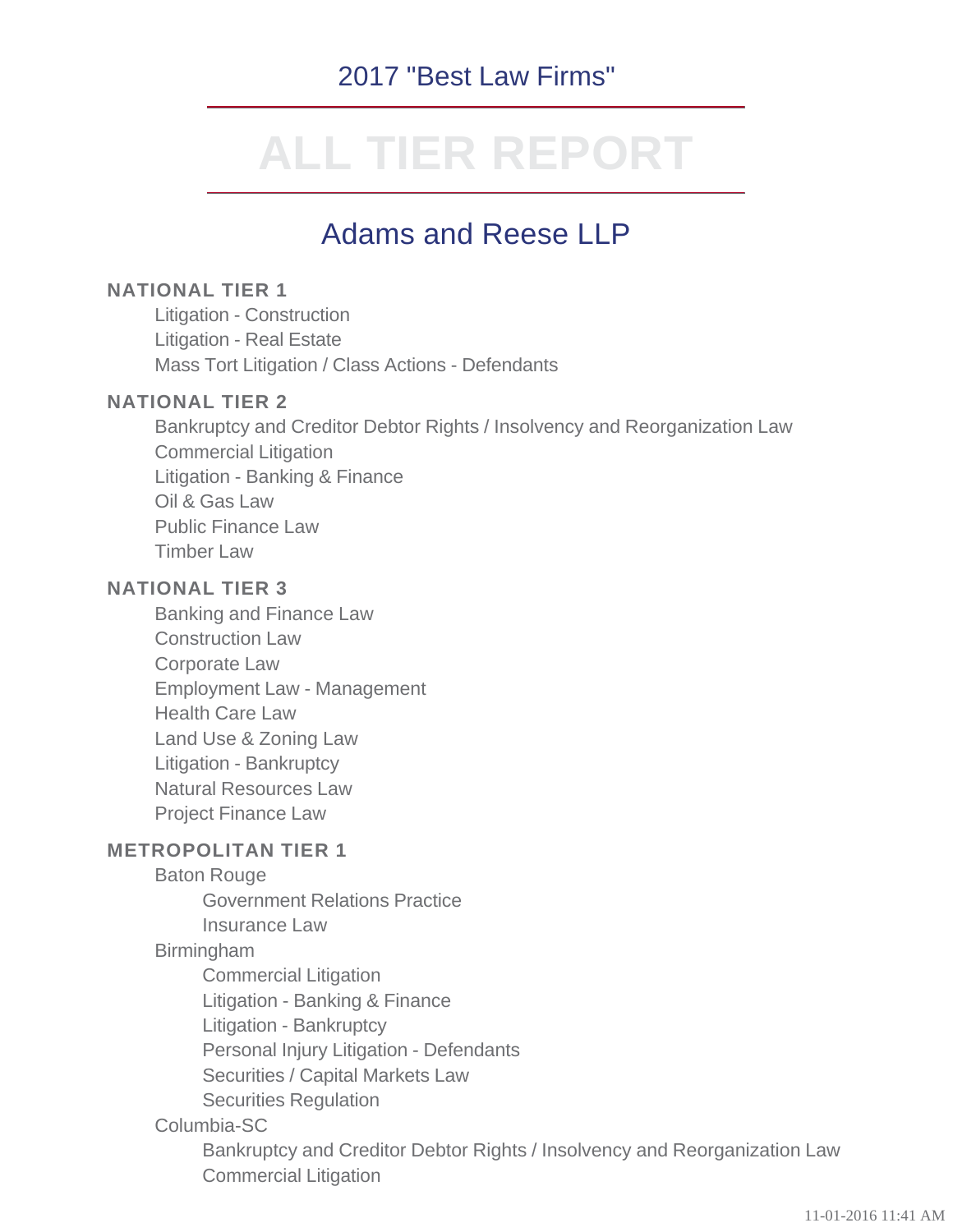# 2017 "Best Law Firms"

# ALL TIER REPORT

## Adams and Reese LLP

### NATIONAL TIER 1

- Litigation - Construction
- Litigation - Real Estate
- Mass Tort Litigation / Class Actions - Defendants

### NATIONAL TIER 2

- Bankruptcy and Creditor Debtor Rights / Insolvency and Reorganization Law
- Commercial Litigation
- Litigation - Banking & Finance
- Oil & Gas Law
- Public Finance Law
- Timber Law

### NATIONAL TIER 3

- Banking and Finance Law
- Construction Law
- Corporate Law
- Employment Law - Management
- Health Care Law
- Land Use & Zoning Law
- Litigation - Bankruptcy
- Natural Resources Law
- Project Finance Law

### METROPOLITAN TIER 1

- Baton Rouge
  - Government Relations Practice
  - Insurance Law
- Birmingham
  - Commercial Litigation
  - Litigation - Banking & Finance
  - Litigation - Bankruptcy
  - Personal Injury Litigation - Defendants
  - Securities / Capital Markets Law
  - Securities Regulation
- Columbia-SC
  - Bankruptcy and Creditor Debtor Rights / Insolvency and Reorganization Law
  - Commercial Litigation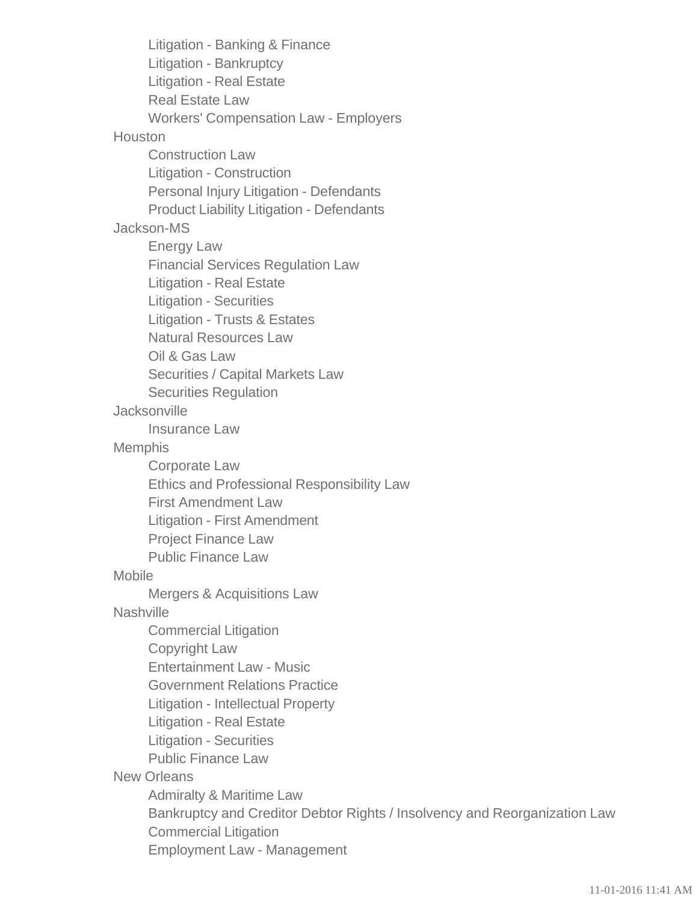- Litigation - Banking & Finance
- Litigation - Bankruptcy
- Litigation - Real Estate
- Real Estate Law
- Workers' Compensation Law - Employers

Houston

- Construction Law
- Litigation - Construction
- Personal Injury Litigation - Defendants
- Product Liability Litigation - Defendants

Jackson-MS

- Energy Law
- Financial Services Regulation Law
- Litigation - Real Estate
- Litigation - Securities
- Litigation - Trusts & Estates
- Natural Resources Law
- Oil & Gas Law
- Securities / Capital Markets Law
- Securities Regulation

Jacksonville

- Insurance Law

Memphis

- Corporate Law
- Ethics and Professional Responsibility Law
- First Amendment Law
- Litigation - First Amendment
- Project Finance Law
- Public Finance Law

Mobile

- Mergers & Acquisitions Law

Nashville

- Commercial Litigation
- Copyright Law
- Entertainment Law - Music
- Government Relations Practice
- Litigation - Intellectual Property
- Litigation - Real Estate
- Litigation - Securities
- Public Finance Law

New Orleans

- Admiralty & Maritime Law
- Bankruptcy and Creditor Debtor Rights / Insolvency and Reorganization Law
- Commercial Litigation
- Employment Law - Management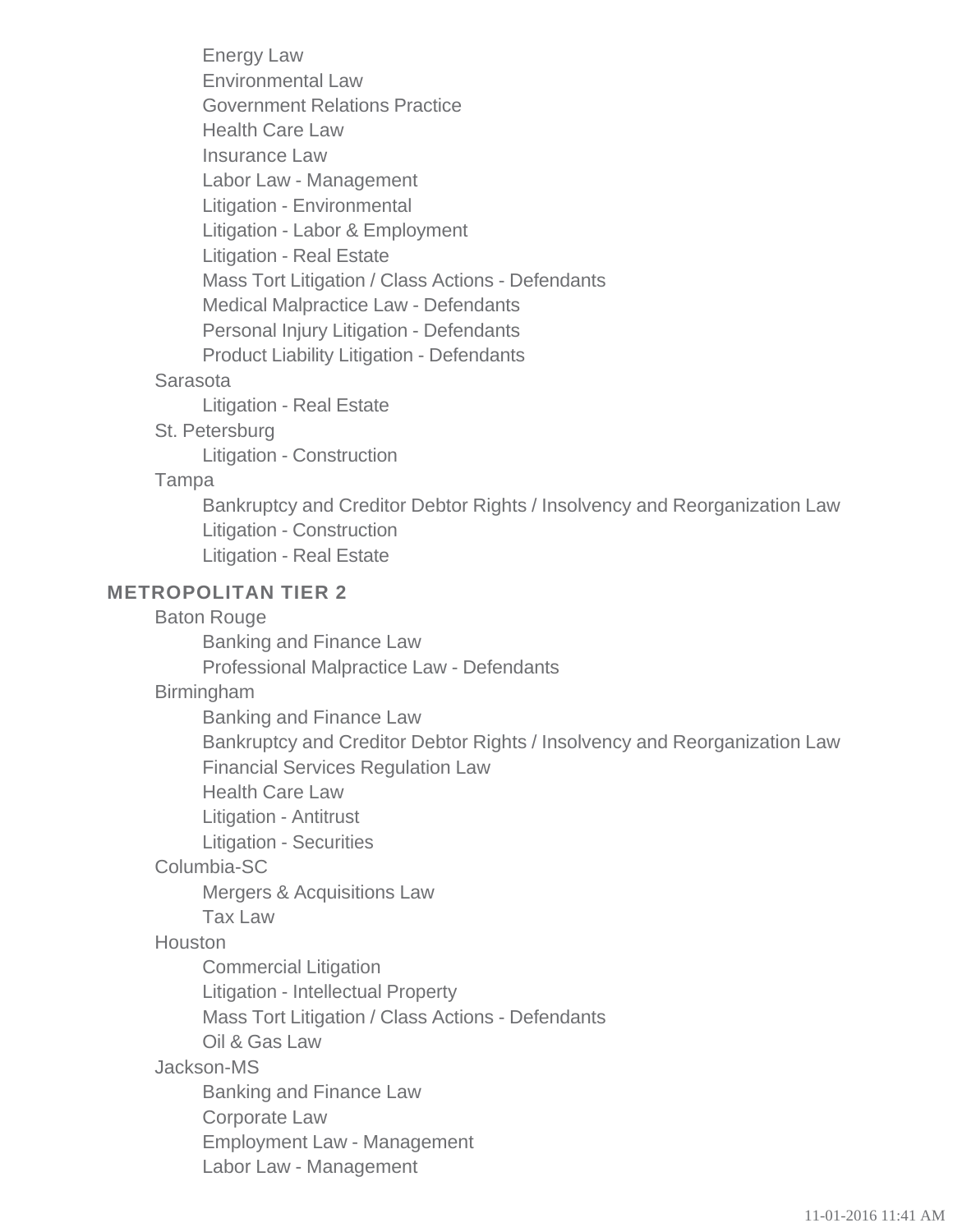- Energy Law
- Environmental Law
- Government Relations Practice
- Health Care Law
- Insurance Law
- Labor Law - Management
- Litigation - Environmental
- Litigation - Labor & Employment
- Litigation - Real Estate
- Mass Tort Litigation / Class Actions - Defendants
- Medical Malpractice Law - Defendants
- Personal Injury Litigation - Defendants
- Product Liability Litigation - Defendants

Sarasota
- Litigation - Real Estate

St. Petersburg
- Litigation - Construction

Tampa
- Bankruptcy and Creditor Debtor Rights / Insolvency and Reorganization Law
- Litigation - Construction
- Litigation - Real Estate

### METROPOLITAN TIER 2

Baton Rouge
- Banking and Finance Law
- Professional Malpractice Law - Defendants

Birmingham
- Banking and Finance Law
- Bankruptcy and Creditor Debtor Rights / Insolvency and Reorganization Law
- Financial Services Regulation Law
- Health Care Law
- Litigation - Antitrust
- Litigation - Securities

Columbia-SC
- Mergers & Acquisitions Law
- Tax Law

Houston
- Commercial Litigation
- Litigation - Intellectual Property
- Mass Tort Litigation / Class Actions - Defendants
- Oil & Gas Law

Jackson-MS
- Banking and Finance Law
- Corporate Law
- Employment Law - Management
- Labor Law - Management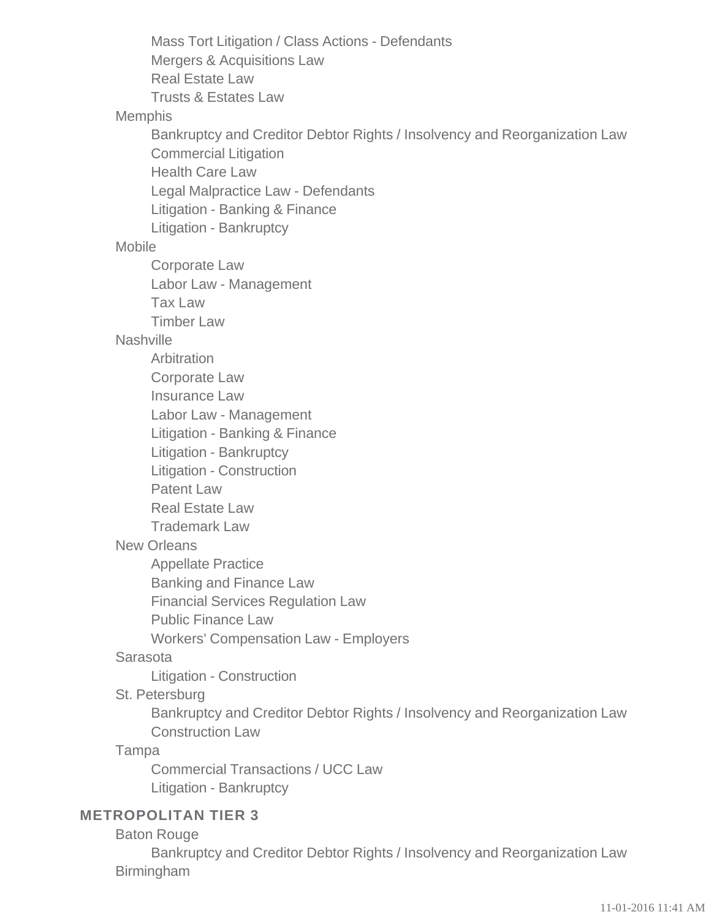- Mass Tort Litigation / Class Actions - Defendants
- Mergers & Acquisitions Law
- Real Estate Law
- Trusts & Estates Law

Memphis

- Bankruptcy and Creditor Debtor Rights / Insolvency and Reorganization Law
- Commercial Litigation
- Health Care Law
- Legal Malpractice Law - Defendants
- Litigation - Banking & Finance
- Litigation - Bankruptcy

Mobile

- Corporate Law
- Labor Law - Management
- Tax Law
- Timber Law

Nashville

- Arbitration
- Corporate Law
- Insurance Law
- Labor Law - Management
- Litigation - Banking & Finance
- Litigation - Bankruptcy
- Litigation - Construction
- Patent Law
- Real Estate Law
- Trademark Law

New Orleans

- Appellate Practice
- Banking and Finance Law
- Financial Services Regulation Law
- Public Finance Law
- Workers' Compensation Law - Employers

Sarasota

- Litigation - Construction

St. Petersburg

- Bankruptcy and Creditor Debtor Rights / Insolvency and Reorganization Law
- Construction Law

Tampa

- Commercial Transactions / UCC Law
- Litigation - Bankruptcy

## METROPOLITAN TIER 3

Baton Rouge

- Bankruptcy and Creditor Debtor Rights / Insolvency and Reorganization Law

Birmingham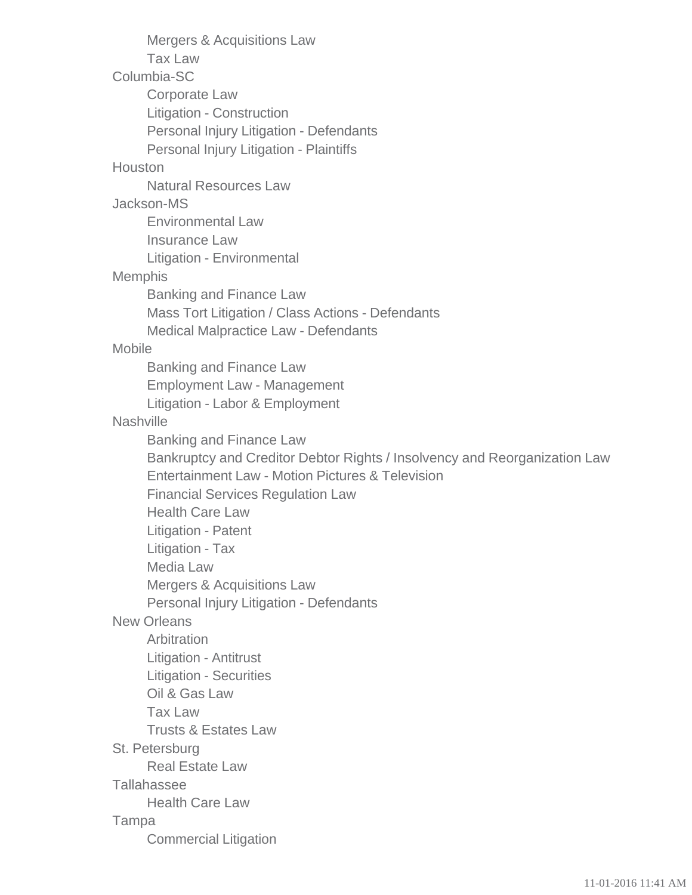- Mergers & Acquisitions Law
- Tax Law

Columbia-SC
- Corporate Law
- Litigation - Construction
- Personal Injury Litigation - Defendants
- Personal Injury Litigation - Plaintiffs

Houston
- Natural Resources Law

Jackson-MS
- Environmental Law
- Insurance Law
- Litigation - Environmental

Memphis
- Banking and Finance Law
- Mass Tort Litigation / Class Actions - Defendants
- Medical Malpractice Law - Defendants

Mobile
- Banking and Finance Law
- Employment Law - Management
- Litigation - Labor & Employment

Nashville
- Banking and Finance Law
- Bankruptcy and Creditor Debtor Rights / Insolvency and Reorganization Law
- Entertainment Law - Motion Pictures & Television
- Financial Services Regulation Law
- Health Care Law
- Litigation - Patent
- Litigation - Tax
- Media Law
- Mergers & Acquisitions Law
- Personal Injury Litigation - Defendants

New Orleans
- Arbitration
- Litigation - Antitrust
- Litigation - Securities
- Oil & Gas Law
- Tax Law
- Trusts & Estates Law

St. Petersburg
- Real Estate Law

Tallahassee
- Health Care Law

Tampa
- Commercial Litigation